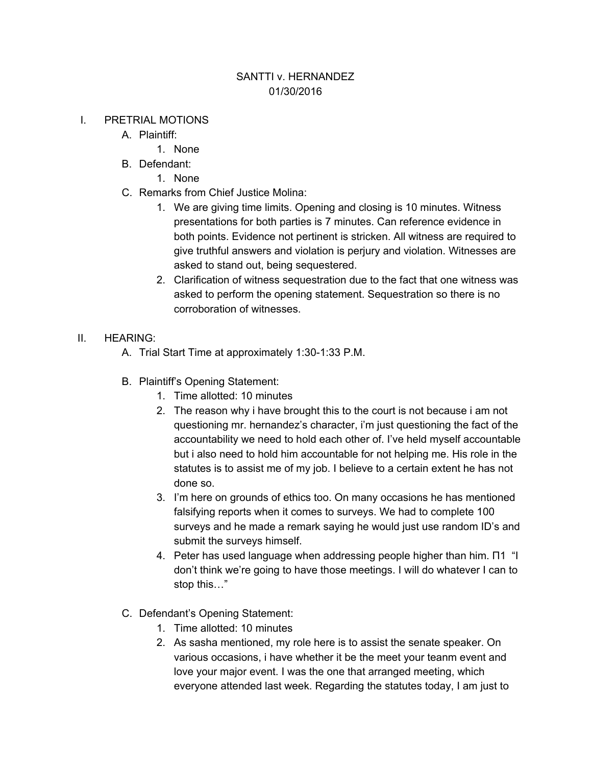SANTTI v. HERNANDEZ
01/30/2016

I. PRETRIAL MOTIONS
   A. Plaintiff:
      1. None
   B. Defendant:
      1. None
   C. Remarks from Chief Justice Molina:
      1. We are giving time limits. Opening and closing is 10 minutes. Witness presentations for both parties is 7 minutes. Can reference evidence in both points. Evidence not pertinent is stricken. All witness are required to give truthful answers and violation is perjury and violation. Witnesses are asked to stand out, being sequestered.
      2. Clarification of witness sequestration due to the fact that one witness was asked to perform the opening statement. Sequestration so there is no corroboration of witnesses.

II. HEARING:
   A. Trial Start Time at approximately 1:30-1:33 P.M.

   B. Plaintiff's Opening Statement:
      1. Time allotted: 10 minutes
      2. The reason why i have brought this to the court is not because i am not questioning mr. hernandez's character, i'm just questioning the fact of the accountability we need to hold each other of. I've held myself accountable but i also need to hold him accountable for not helping me. His role in the statutes is to assist me of my job. I believe to a certain extent he has not done so.
      3. I'm here on grounds of ethics too. On many occasions he has mentioned falsifying reports when it comes to surveys. We had to complete 100 surveys and he made a remark saying he would just use random ID's and submit the surveys himself.
      4. Peter has used language when addressing people higher than him. Π1 "I don't think we're going to have those meetings. I will do whatever I can to stop this…"

   C. Defendant's Opening Statement:
      1. Time allotted: 10 minutes
      2. As sasha mentioned, my role here is to assist the senate speaker. On various occasions, i have whether it be the meet your teanm event and love your major event. I was the one that arranged meeting, which everyone attended last week. Regarding the statutes today, I am just to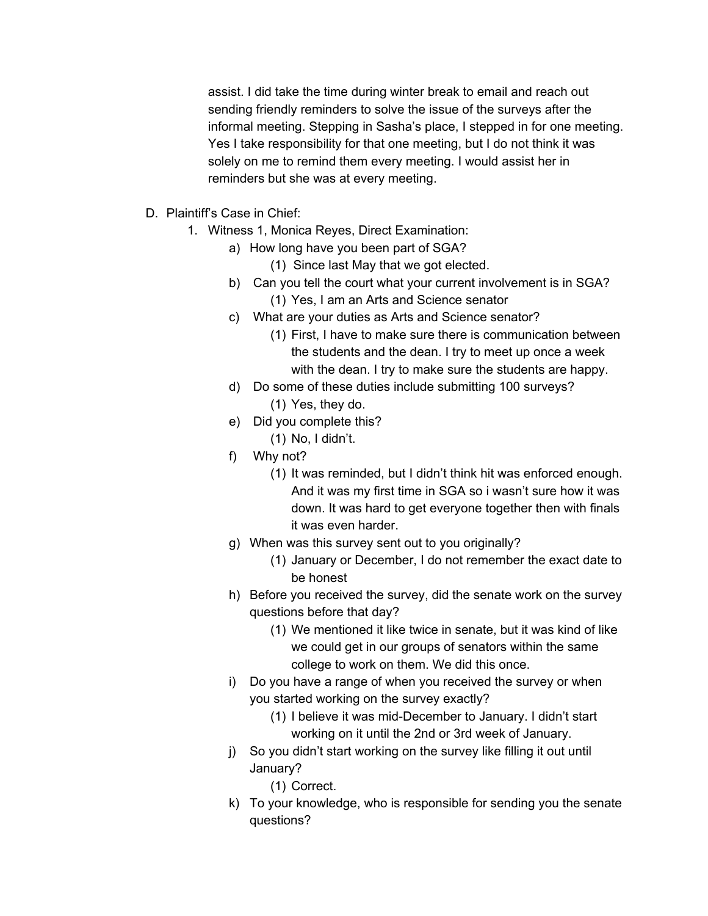assist. I did take the time during winter break to email and reach out sending friendly reminders to solve the issue of the surveys after the informal meeting. Stepping in Sasha's place, I stepped in for one meeting. Yes I take responsibility for that one meeting, but I do not think it was solely on me to remind them every meeting. I would assist her in reminders but she was at every meeting.

D. Plaintiff's Case in Chief:
   1. Witness 1, Monica Reyes, Direct Examination:
      a) How long have you been part of SGA?
         (1) Since last May that we got elected.
      b) Can you tell the court what your current involvement is in SGA?
         (1) Yes, I am an Arts and Science senator
      c) What are your duties as Arts and Science senator?
         (1) First, I have to make sure there is communication between the students and the dean. I try to meet up once a week with the dean. I try to make sure the students are happy.
      d) Do some of these duties include submitting 100 surveys?
         (1) Yes, they do.
      e) Did you complete this?
         (1) No, I didn't.
      f) Why not?
         (1) It was reminded, but I didn't think hit was enforced enough. And it was my first time in SGA so i wasn't sure how it was down. It was hard to get everyone together then with finals it was even harder.
      g) When was this survey sent out to you originally?
         (1) January or December, I do not remember the exact date to be honest
      h) Before you received the survey, did the senate work on the survey questions before that day?
         (1) We mentioned it like twice in senate, but it was kind of like we could get in our groups of senators within the same college to work on them. We did this once.
      i) Do you have a range of when you received the survey or when you started working on the survey exactly?
         (1) I believe it was mid-December to January. I didn't start working on it until the 2nd or 3rd week of January.
      j) So you didn't start working on the survey like filling it out until January?
         (1) Correct.
      k) To your knowledge, who is responsible for sending you the senate questions?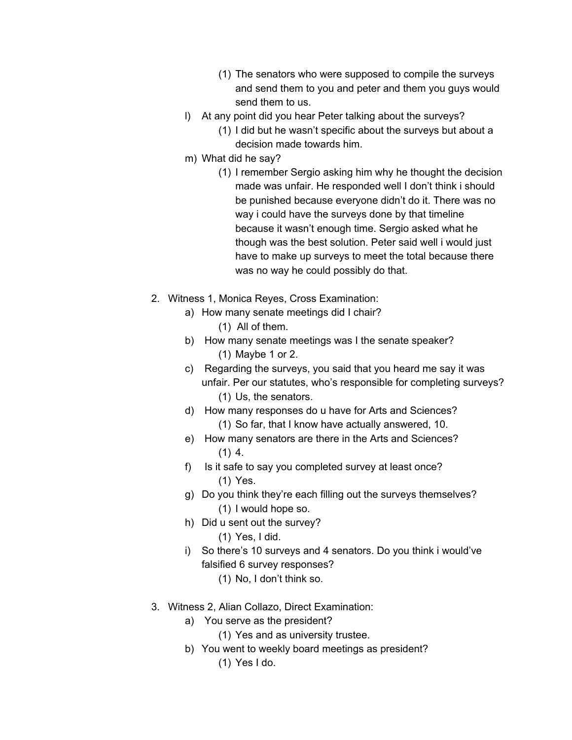(1) The senators who were supposed to compile the surveys and send them to you and peter and them you guys would send them to us.

    l) At any point did you hear Peter talking about the surveys?
        (1) I did but he wasn't specific about the surveys but about a decision made towards him.
    m) What did he say?
        (1) I remember Sergio asking him why he thought the decision made was unfair. He responded well I don't think i should be punished because everyone didn't do it. There was no way i could have the surveys done by that timeline because it wasn't enough time. Sergio asked what he though was the best solution. Peter said well i would just have to make up surveys to meet the total because there was no way he could possibly do that.

2. Witness 1, Monica Reyes, Cross Examination:
    a) How many senate meetings did I chair?
        (1) All of them.
    b) How many senate meetings was I the senate speaker?
        (1) Maybe 1 or 2.
    c) Regarding the surveys, you said that you heard me say it was unfair. Per our statutes, who's responsible for completing surveys?
        (1) Us, the senators.
    d) How many responses do u have for Arts and Sciences?
        (1) So far, that I know have actually answered, 10.
    e) How many senators are there in the Arts and Sciences?
        (1) 4.
    f) Is it safe to say you completed survey at least once?
        (1) Yes.
    g) Do you think they're each filling out the surveys themselves?
        (1) I would hope so.
    h) Did u sent out the survey?
        (1) Yes, I did.
    i) So there's 10 surveys and 4 senators. Do you think i would've falsified 6 survey responses?
        (1) No, I don't think so.

3. Witness 2, Alian Collazo, Direct Examination:
    a) You serve as the president?
        (1) Yes and as university trustee.
    b) You went to weekly board meetings as president?
        (1) Yes I do.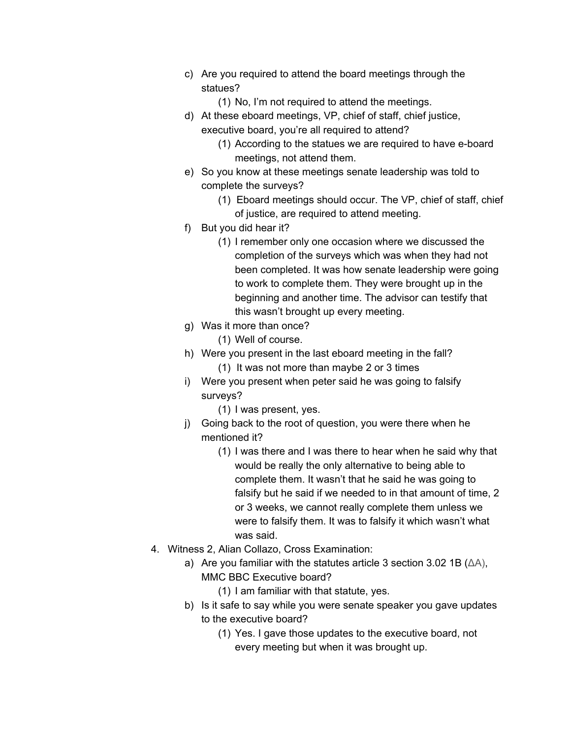c) Are you required to attend the board meetings through the statues?
   (1) No, I'm not required to attend the meetings.
d) At these eboard meetings, VP, chief of staff, chief justice, executive board, you're all required to attend?
   (1) According to the statues we are required to have e-board meetings, not attend them.
e) So you know at these meetings senate leadership was told to complete the surveys?
   (1) Eboard meetings should occur. The VP, chief of staff, chief of justice, are required to attend meeting.
f) But you did hear it?
   (1) I remember only one occasion where we discussed the completion of the surveys which was when they had not been completed. It was how senate leadership were going to work to complete them. They were brought up in the beginning and another time. The advisor can testify that this wasn't brought up every meeting.
g) Was it more than once?
   (1) Well of course.
h) Were you present in the last eboard meeting in the fall?
   (1) It was not more than maybe 2 or 3 times
i) Were you present when peter said he was going to falsify surveys?
   (1) I was present, yes.
j) Going back to the root of question, you were there when he mentioned it?
   (1) I was there and I was there to hear when he said why that would be really the only alternative to being able to complete them. It wasn't that he said he was going to falsify but he said if we needed to in that amount of time, 2 or 3 weeks, we cannot really complete them unless we were to falsify them. It was to falsify it which wasn't what was said.

4. Witness 2, Alian Collazo, Cross Examination:
   a) Are you familiar with the statutes article 3 section 3.02 1B (ΔA), MMC BBC Executive board?
      (1) I am familiar with that statute, yes.
   b) Is it safe to say while you were senate speaker you gave updates to the executive board?
      (1) Yes. I gave those updates to the executive board, not every meeting but when it was brought up.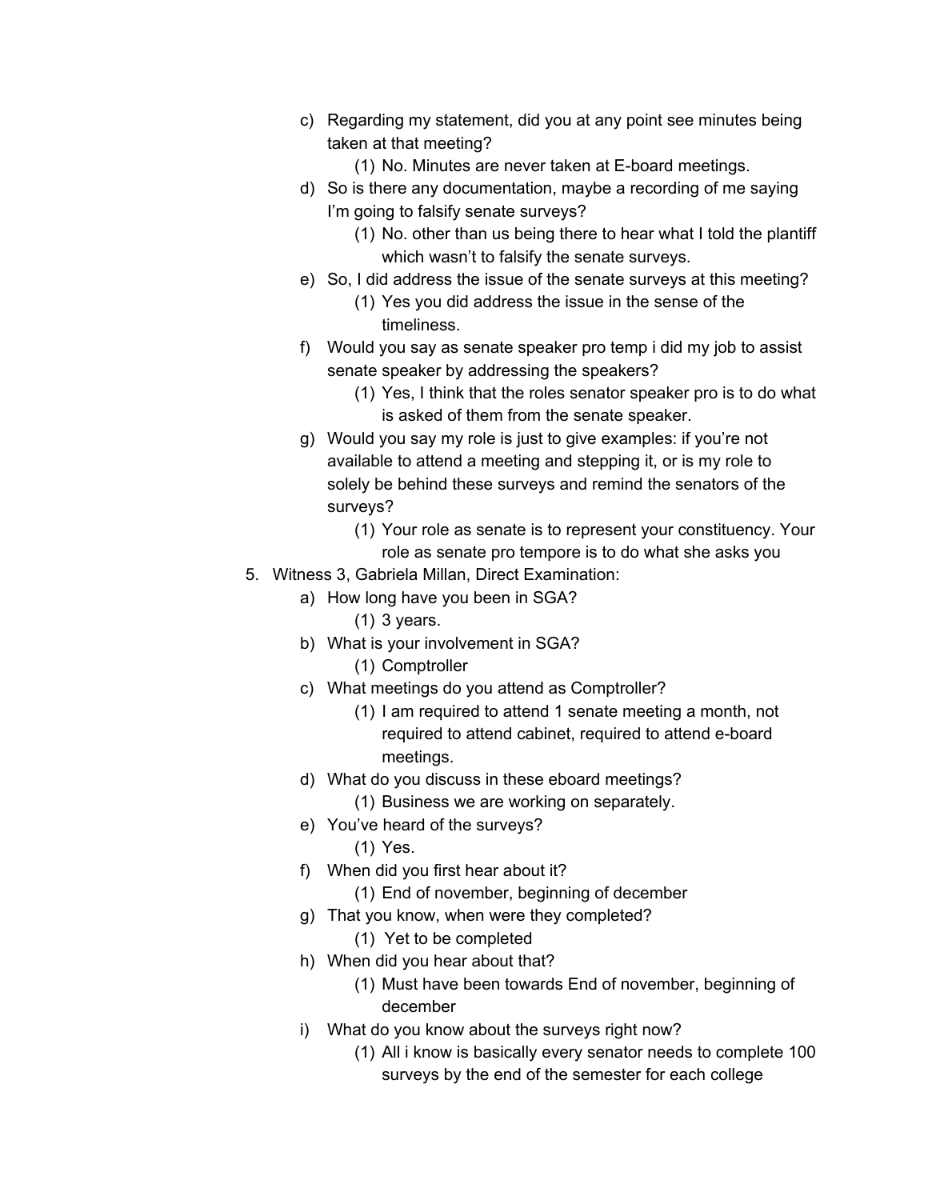c) Regarding my statement, did you at any point see minutes being taken at that meeting?
    (1) No. Minutes are never taken at E-board meetings.

d) So is there any documentation, maybe a recording of me saying I'm going to falsify senate surveys?
    (1) No. other than us being there to hear what I told the plantiff which wasn't to falsify the senate surveys.

e) So, I did address the issue of the senate surveys at this meeting?
    (1) Yes you did address the issue in the sense of the timeliness.

f) Would you say as senate speaker pro temp i did my job to assist senate speaker by addressing the speakers?
    (1) Yes, I think that the roles senator speaker pro is to do what is asked of them from the senate speaker.

g) Would you say my role is just to give examples: if you're not available to attend a meeting and stepping it, or is my role to solely be behind these surveys and remind the senators of the surveys?
    (1) Your role as senate is to represent your constituency. Your role as senate pro tempore is to do what she asks you

5. Witness 3, Gabriela Millan, Direct Examination:

    a) How long have you been in SGA?
        (1) 3 years.

    b) What is your involvement in SGA?
        (1) Comptroller

    c) What meetings do you attend as Comptroller?
        (1) I am required to attend 1 senate meeting a month, not required to attend cabinet, required to attend e-board meetings.

    d) What do you discuss in these eboard meetings?
        (1) Business we are working on separately.

    e) You've heard of the surveys?
        (1) Yes.

    f) When did you first hear about it?
        (1) End of november, beginning of december

    g) That you know, when were they completed?
        (1) Yet to be completed

    h) When did you hear about that?
        (1) Must have been towards End of november, beginning of december

    i) What do you know about the surveys right now?
        (1) All i know is basically every senator needs to complete 100 surveys by the end of the semester for each college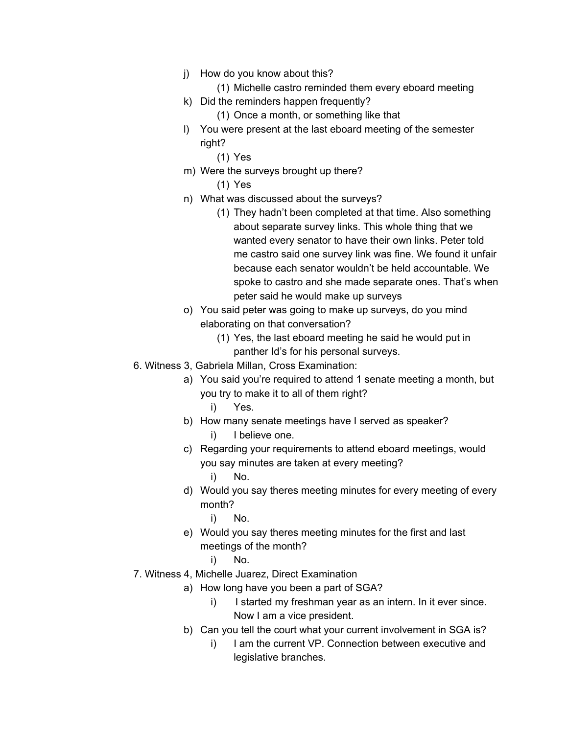j) How do you know about this?
    (1) Michelle castro reminded them every eboard meeting
k) Did the reminders happen frequently?
    (1) Once a month, or something like that
l) You were present at the last eboard meeting of the semester right?
    (1) Yes
m) Were the surveys brought up there?
    (1) Yes
n) What was discussed about the surveys?
    (1) They hadn't been completed at that time. Also something about separate survey links. This whole thing that we wanted every senator to have their own links. Peter told me castro said one survey link was fine. We found it unfair because each senator wouldn't be held accountable. We spoke to castro and she made separate ones. That's when peter said he would make up surveys
o) You said peter was going to make up surveys, do you mind elaborating on that conversation?
    (1) Yes, the last eboard meeting he said he would put in panther Id's for his personal surveys.

6. Witness 3, Gabriela Millan, Cross Examination:
    a) You said you're required to attend 1 senate meeting a month, but you try to make it to all of them right?
        i) Yes.
    b) How many senate meetings have I served as speaker?
        i) I believe one.
    c) Regarding your requirements to attend eboard meetings, would you say minutes are taken at every meeting?
        i) No.
    d) Would you say theres meeting minutes for every meeting of every month?
        i) No.
    e) Would you say theres meeting minutes for the first and last meetings of the month?
        i) No.

7. Witness 4, Michelle Juarez, Direct Examination
    a) How long have you been a part of SGA?
        i) I started my freshman year as an intern. In it ever since. Now I am a vice president.
    b) Can you tell the court what your current involvement in SGA is?
        i) I am the current VP. Connection between executive and legislative branches.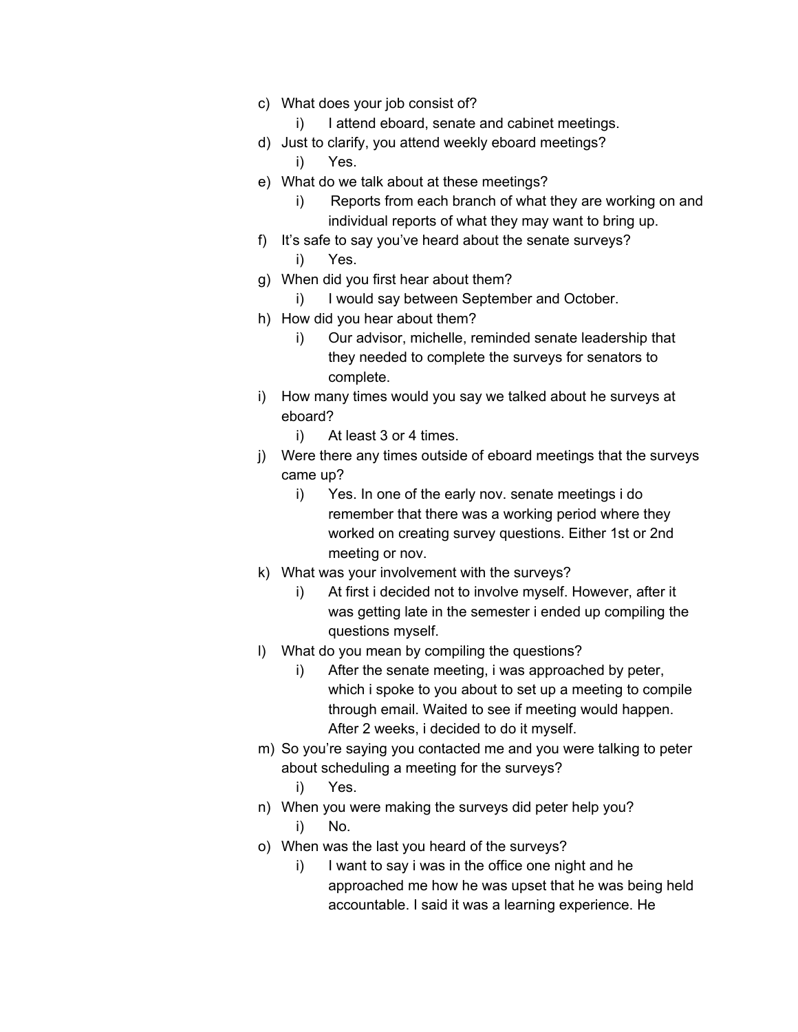c) What does your job consist of?
    i) I attend eboard, senate and cabinet meetings.
d) Just to clarify, you attend weekly eboard meetings?
    i) Yes.
e) What do we talk about at these meetings?
    i) Reports from each branch of what they are working on and individual reports of what they may want to bring up.
f) It's safe to say you've heard about the senate surveys?
    i) Yes.
g) When did you first hear about them?
    i) I would say between September and October.
h) How did you hear about them?
    i) Our advisor, michelle, reminded senate leadership that they needed to complete the surveys for senators to complete.
i) How many times would you say we talked about he surveys at eboard?
    i) At least 3 or 4 times.
j) Were there any times outside of eboard meetings that the surveys came up?
    i) Yes. In one of the early nov. senate meetings i do remember that there was a working period where they worked on creating survey questions. Either 1st or 2nd meeting or nov.
k) What was your involvement with the surveys?
    i) At first i decided not to involve myself. However, after it was getting late in the semester i ended up compiling the questions myself.
l) What do you mean by compiling the questions?
    i) After the senate meeting, i was approached by peter, which i spoke to you about to set up a meeting to compile through email. Waited to see if meeting would happen. After 2 weeks, i decided to do it myself.
m) So you're saying you contacted me and you were talking to peter about scheduling a meeting for the surveys?
    i) Yes.
n) When you were making the surveys did peter help you?
    i) No.
o) When was the last you heard of the surveys?
    i) I want to say i was in the office one night and he approached me how he was upset that he was being held accountable. I said it was a learning experience. He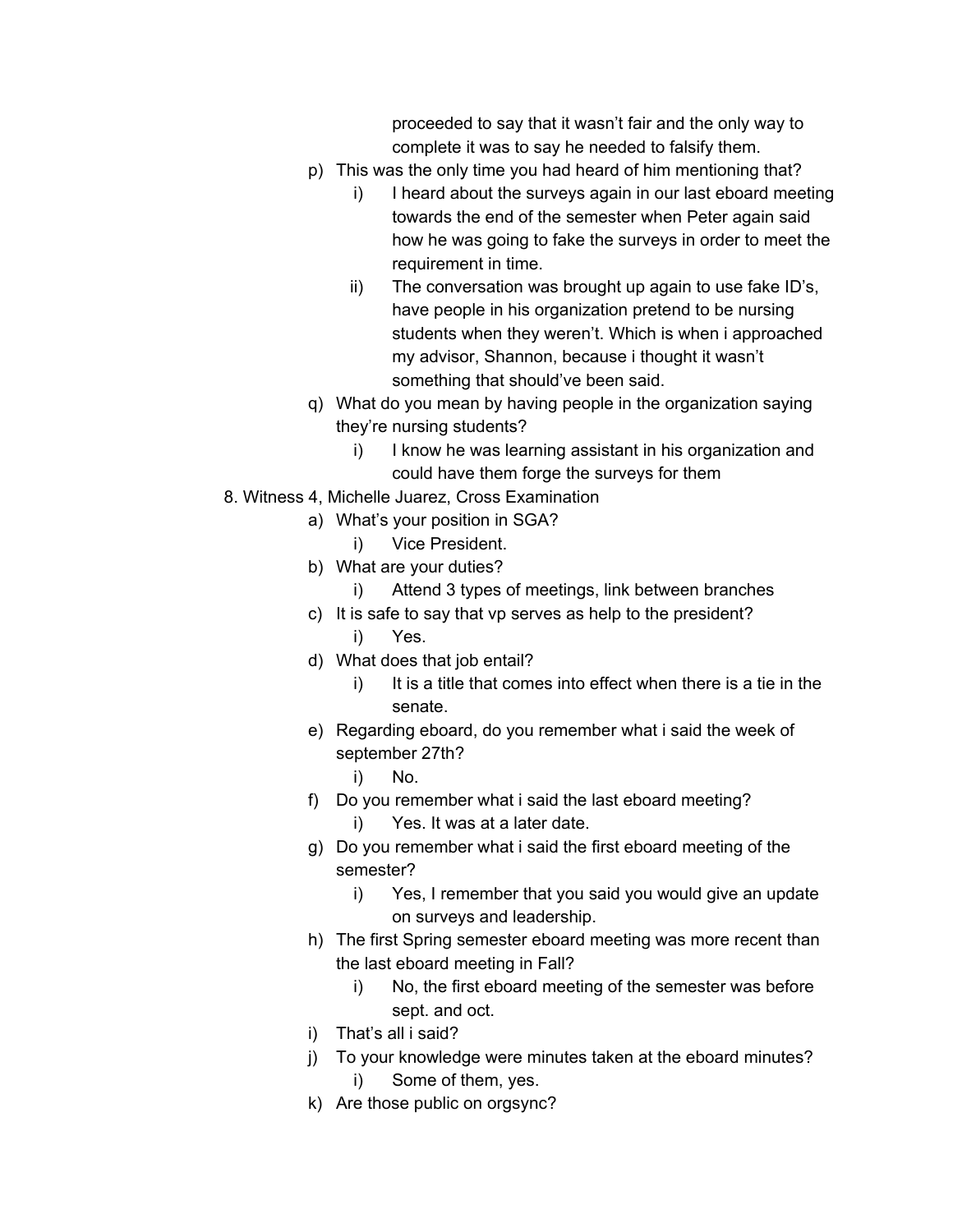proceeded to say that it wasn't fair and the only way to complete it was to say he needed to falsify them.

- p) This was the only time you had heard of him mentioning that?
  - i) I heard about the surveys again in our last eboard meeting towards the end of the semester when Peter again said how he was going to fake the surveys in order to meet the requirement in time.
  - ii) The conversation was brought up again to use fake ID's, have people in his organization pretend to be nursing students when they weren't. Which is when i approached my advisor, Shannon, because i thought it wasn't something that should've been said.
- q) What do you mean by having people in the organization saying they're nursing students?
  - i) I know he was learning assistant in his organization and could have them forge the surveys for them

8. Witness 4, Michelle Juarez, Cross Examination
   - a) What's your position in SGA?
     - i) Vice President.
   - b) What are your duties?
     - i) Attend 3 types of meetings, link between branches
   - c) It is safe to say that vp serves as help to the president?
     - i) Yes.
   - d) What does that job entail?
     - i) It is a title that comes into effect when there is a tie in the senate.
   - e) Regarding eboard, do you remember what i said the week of september 27th?
     - i) No.
   - f) Do you remember what i said the last eboard meeting?
     - i) Yes. It was at a later date.
   - g) Do you remember what i said the first eboard meeting of the semester?
     - i) Yes, I remember that you said you would give an update on surveys and leadership.
   - h) The first Spring semester eboard meeting was more recent than the last eboard meeting in Fall?
     - i) No, the first eboard meeting of the semester was before sept. and oct.
   - i) That's all i said?
   - j) To your knowledge were minutes taken at the eboard minutes?
     - i) Some of them, yes.
   - k) Are those public on orgsync?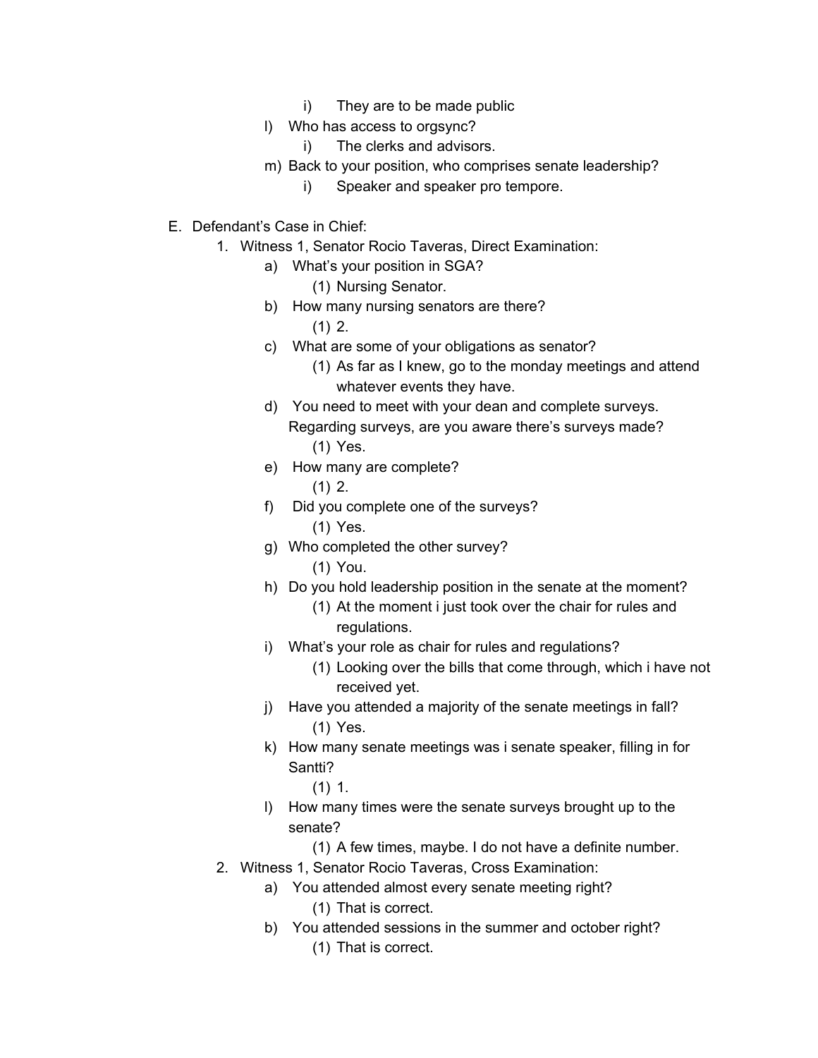i) They are to be made public

    l) Who has access to orgsync?

            i) The clerks and advisors.

    m) Back to your position, who comprises senate leadership?

            i) Speaker and speaker pro tempore.

E. Defendant's Case in Chief:

1. Witness 1, Senator Rocio Taveras, Direct Examination:

    a) What's your position in SGA?

        (1) Nursing Senator.

    b) How many nursing senators are there?

        (1) 2.

    c) What are some of your obligations as senator?

        (1) As far as I knew, go to the monday meetings and attend whatever events they have.

    d) You need to meet with your dean and complete surveys. Regarding surveys, are you aware there's surveys made?

        (1) Yes.

    e) How many are complete?

        (1) 2.

    f) Did you complete one of the surveys?

        (1) Yes.

    g) Who completed the other survey?

        (1) You.

    h) Do you hold leadership position in the senate at the moment?

        (1) At the moment i just took over the chair for rules and regulations.

    i) What's your role as chair for rules and regulations?

        (1) Looking over the bills that come through, which i have not received yet.

    j) Have you attended a majority of the senate meetings in fall?

        (1) Yes.

    k) How many senate meetings was i senate speaker, filling in for Santti?

        (1) 1.

    l) How many times were the senate surveys brought up to the senate?

        (1) A few times, maybe. I do not have a definite number.

2. Witness 1, Senator Rocio Taveras, Cross Examination:

    a) You attended almost every senate meeting right?

        (1) That is correct.

    b) You attended sessions in the summer and october right?

        (1) That is correct.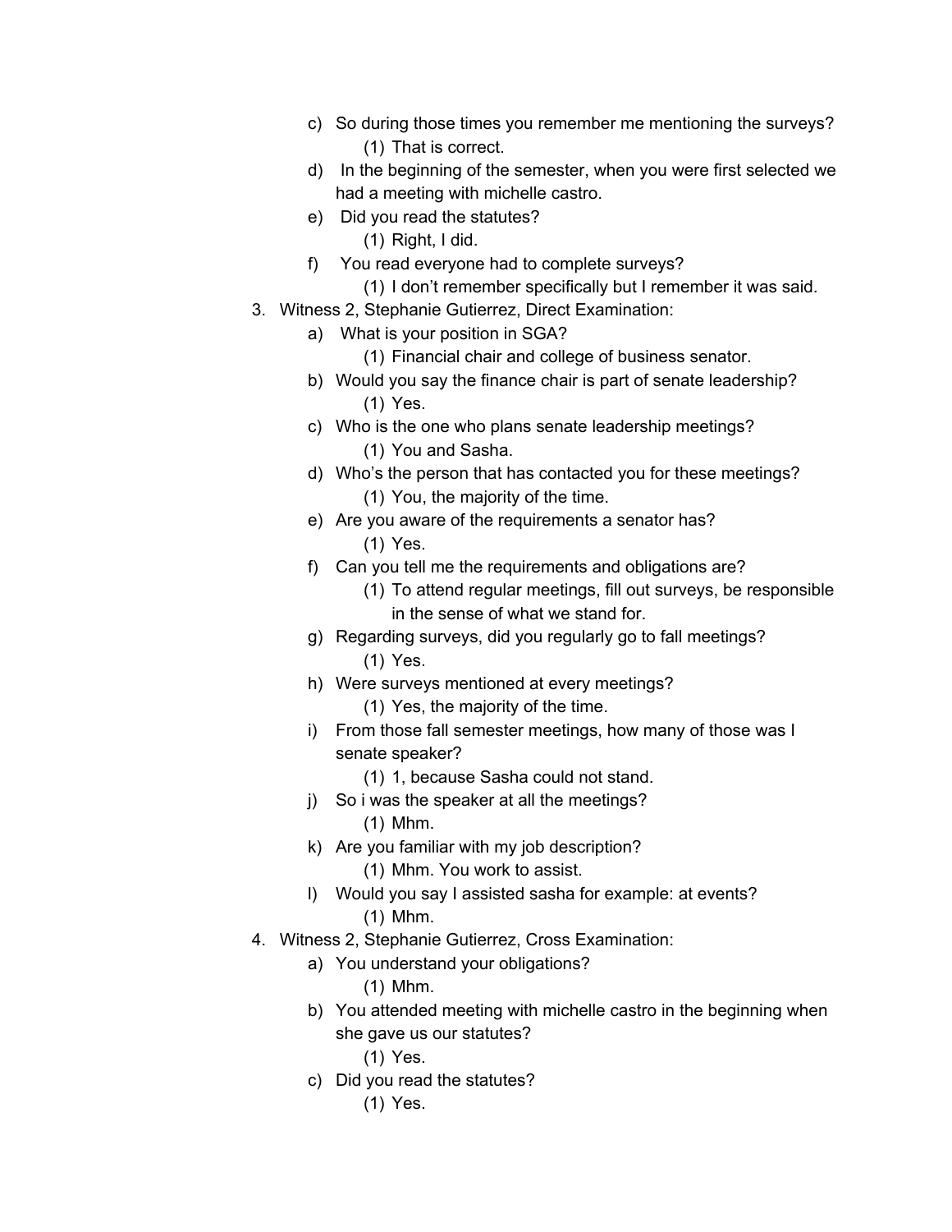- c) So during those times you remember me mentioning the surveys?
  - (1) That is correct.
- d) In the beginning of the semester, when you were first selected we had a meeting with michelle castro.
- e) Did you read the statutes?
  - (1) Right, I did.
- f) You read everyone had to complete surveys?
  - (1) I don't remember specifically but I remember it was said.

3. Witness 2, Stephanie Gutierrez, Direct Examination:
   - a) What is your position in SGA?
     - (1) Financial chair and college of business senator.
   - b) Would you say the finance chair is part of senate leadership?
     - (1) Yes.
   - c) Who is the one who plans senate leadership meetings?
     - (1) You and Sasha.
   - d) Who's the person that has contacted you for these meetings?
     - (1) You, the majority of the time.
   - e) Are you aware of the requirements a senator has?
     - (1) Yes.
   - f) Can you tell me the requirements and obligations are?
     - (1) To attend regular meetings, fill out surveys, be responsible in the sense of what we stand for.
   - g) Regarding surveys, did you regularly go to fall meetings?
     - (1) Yes.
   - h) Were surveys mentioned at every meetings?
     - (1) Yes, the majority of the time.
   - i) From those fall semester meetings, how many of those was I senate speaker?
     - (1) 1, because Sasha could not stand.
   - j) So i was the speaker at all the meetings?
     - (1) Mhm.
   - k) Are you familiar with my job description?
     - (1) Mhm. You work to assist.
   - l) Would you say I assisted sasha for example: at events?
     - (1) Mhm.
4. Witness 2, Stephanie Gutierrez, Cross Examination:
   - a) You understand your obligations?
     - (1) Mhm.
   - b) You attended meeting with michelle castro in the beginning when she gave us our statutes?
     - (1) Yes.
   - c) Did you read the statutes?
     - (1) Yes.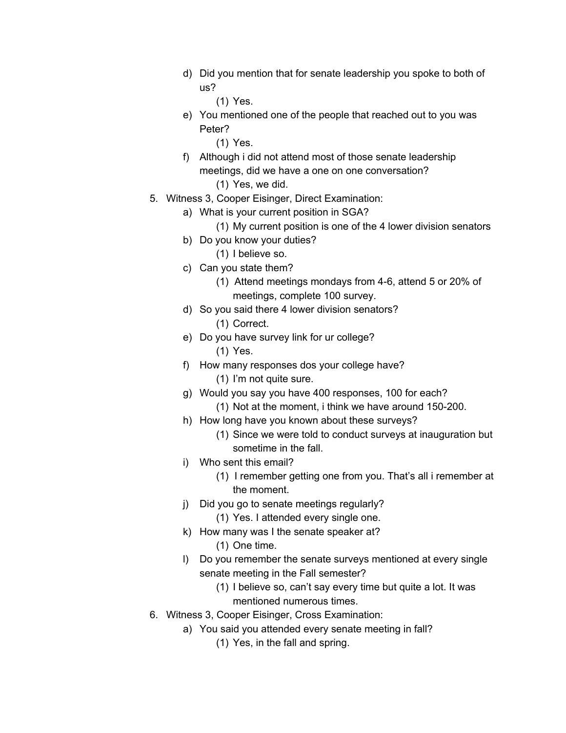d) Did you mention that for senate leadership you spoke to both of us?
      (1) Yes.
   e) You mentioned one of the people that reached out to you was Peter?
      (1) Yes.
   f) Although i did not attend most of those senate leadership meetings, did we have a one on one conversation?
      (1) Yes, we did.

5. Witness 3, Cooper Eisinger, Direct Examination:
   a) What is your current position in SGA?
      (1) My current position is one of the 4 lower division senators
   b) Do you know your duties?
      (1) I believe so.
   c) Can you state them?
      (1) Attend meetings mondays from 4-6, attend 5 or 20% of meetings, complete 100 survey.
   d) So you said there 4 lower division senators?
      (1) Correct.
   e) Do you have survey link for ur college?
      (1) Yes.
   f) How many responses dos your college have?
      (1) I'm not quite sure.
   g) Would you say you have 400 responses, 100 for each?
      (1) Not at the moment, i think we have around 150-200.
   h) How long have you known about these surveys?
      (1) Since we were told to conduct surveys at inauguration but sometime in the fall.
   i) Who sent this email?
      (1) I remember getting one from you. That's all i remember at the moment.
   j) Did you go to senate meetings regularly?
      (1) Yes. I attended every single one.
   k) How many was I the senate speaker at?
      (1) One time.
   l) Do you remember the senate surveys mentioned at every single senate meeting in the Fall semester?
      (1) I believe so, can't say every time but quite a lot. It was mentioned numerous times.

6. Witness 3, Cooper Eisinger, Cross Examination:
   a) You said you attended every senate meeting in fall?
      (1) Yes, in the fall and spring.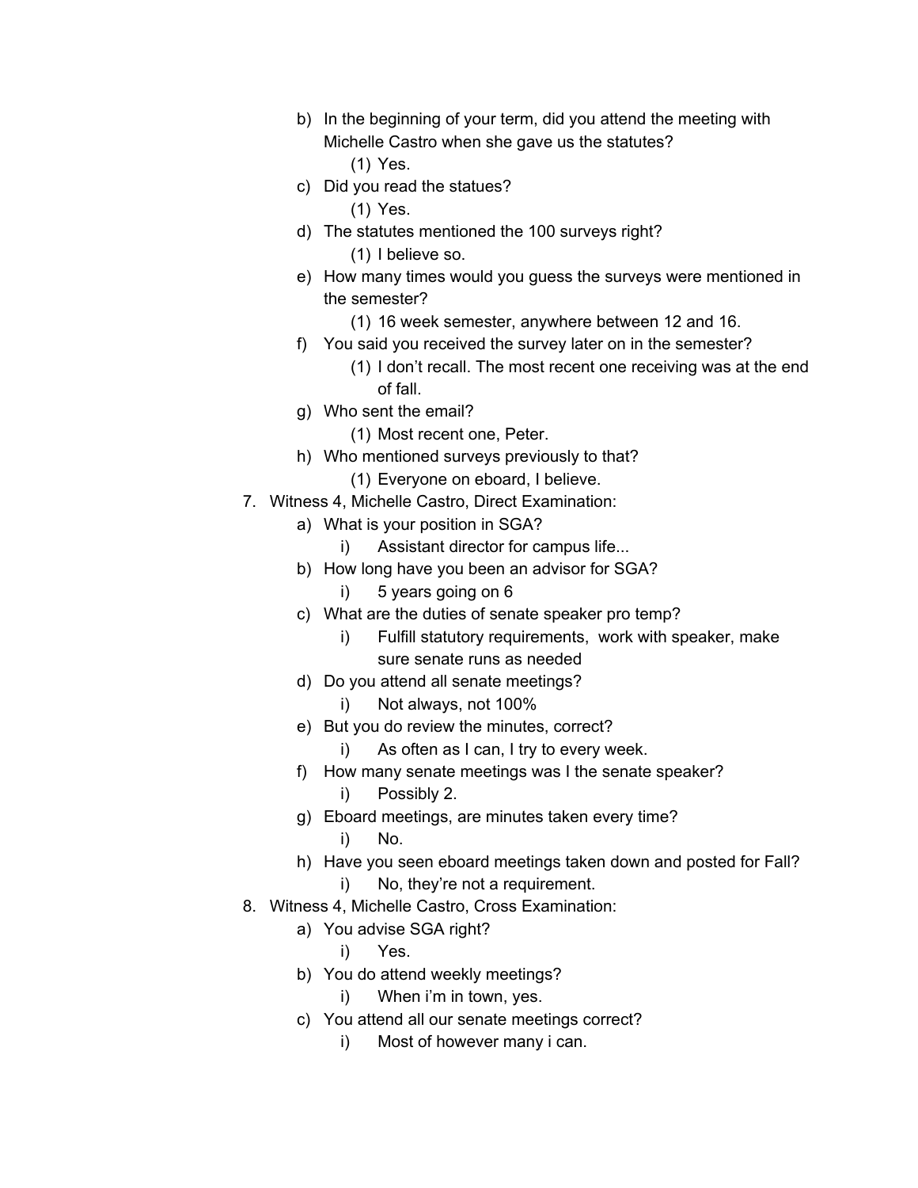b) In the beginning of your term, did you attend the meeting with Michelle Castro when she gave us the statutes?
     (1) Yes.
  c) Did you read the statues?
     (1) Yes.
  d) The statutes mentioned the 100 surveys right?
     (1) I believe so.
  e) How many times would you guess the surveys were mentioned in the semester?
     (1) 16 week semester, anywhere between 12 and 16.
  f) You said you received the survey later on in the semester?
     (1) I don't recall. The most recent one receiving was at the end of fall.
  g) Who sent the email?
     (1) Most recent one, Peter.
  h) Who mentioned surveys previously to that?
     (1) Everyone on eboard, I believe.

7. Witness 4, Michelle Castro, Direct Examination:
   a) What is your position in SGA?
      i) Assistant director for campus life...
   b) How long have you been an advisor for SGA?
      i) 5 years going on 6
   c) What are the duties of senate speaker pro temp?
      i) Fulfill statutory requirements, work with speaker, make sure senate runs as needed
   d) Do you attend all senate meetings?
      i) Not always, not 100%
   e) But you do review the minutes, correct?
      i) As often as I can, I try to every week.
   f) How many senate meetings was I the senate speaker?
      i) Possibly 2.
   g) Eboard meetings, are minutes taken every time?
      i) No.
   h) Have you seen eboard meetings taken down and posted for Fall?
      i) No, they're not a requirement.

8. Witness 4, Michelle Castro, Cross Examination:
   a) You advise SGA right?
      i) Yes.
   b) You do attend weekly meetings?
      i) When i'm in town, yes.
   c) You attend all our senate meetings correct?
      i) Most of however many i can.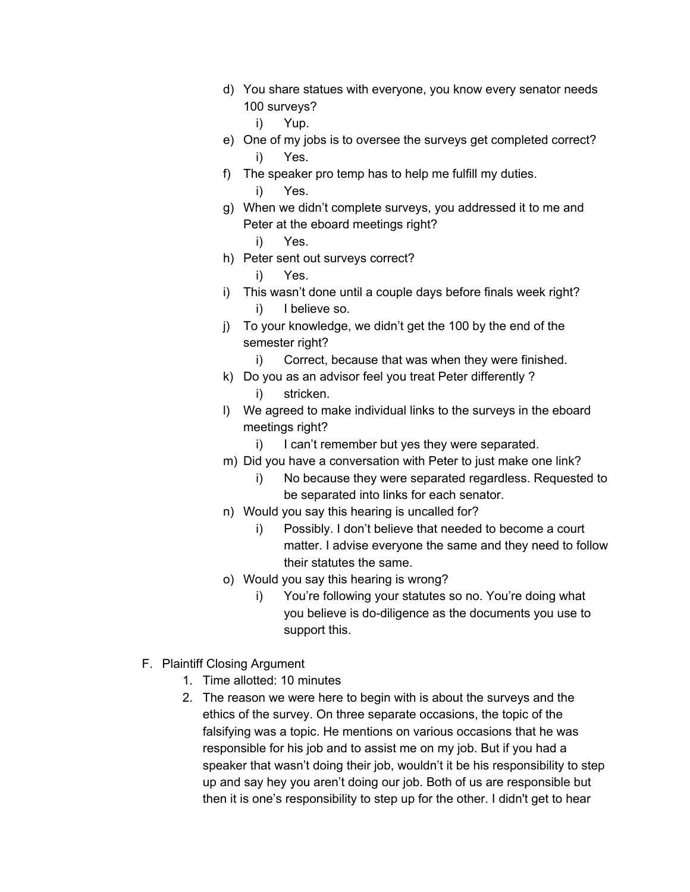d) You share statues with everyone, you know every senator needs 100 surveys?
   i) Yup.
e) One of my jobs is to oversee the surveys get completed correct?
   i) Yes.
f) The speaker pro temp has to help me fulfill my duties.
   i) Yes.
g) When we didn't complete surveys, you addressed it to me and Peter at the eboard meetings right?
   i) Yes.
h) Peter sent out surveys correct?
   i) Yes.
i) This wasn't done until a couple days before finals week right?
   i) I believe so.
j) To your knowledge, we didn't get the 100 by the end of the semester right?
   i) Correct, because that was when they were finished.
k) Do you as an advisor feel you treat Peter differently ?
   i) stricken.
l) We agreed to make individual links to the surveys in the eboard meetings right?
   i) I can't remember but yes they were separated.
m) Did you have a conversation with Peter to just make one link?
   i) No because they were separated regardless. Requested to be separated into links for each senator.
n) Would you say this hearing is uncalled for?
   i) Possibly. I don't believe that needed to become a court matter. I advise everyone the same and they need to follow their statutes the same.
o) Would you say this hearing is wrong?
   i) You're following your statutes so no. You're doing what you believe is do-diligence as the documents you use to support this.

F. Plaintiff Closing Argument
   1. Time allotted: 10 minutes
   2. The reason we were here to begin with is about the surveys and the ethics of the survey. On three separate occasions, the topic of the falsifying was a topic. He mentions on various occasions that he was responsible for his job and to assist me on my job. But if you had a speaker that wasn't doing their job, wouldn't it be his responsibility to step up and say hey you aren't doing our job. Both of us are responsible but then it is one's responsibility to step up for the other. I didn't get to hear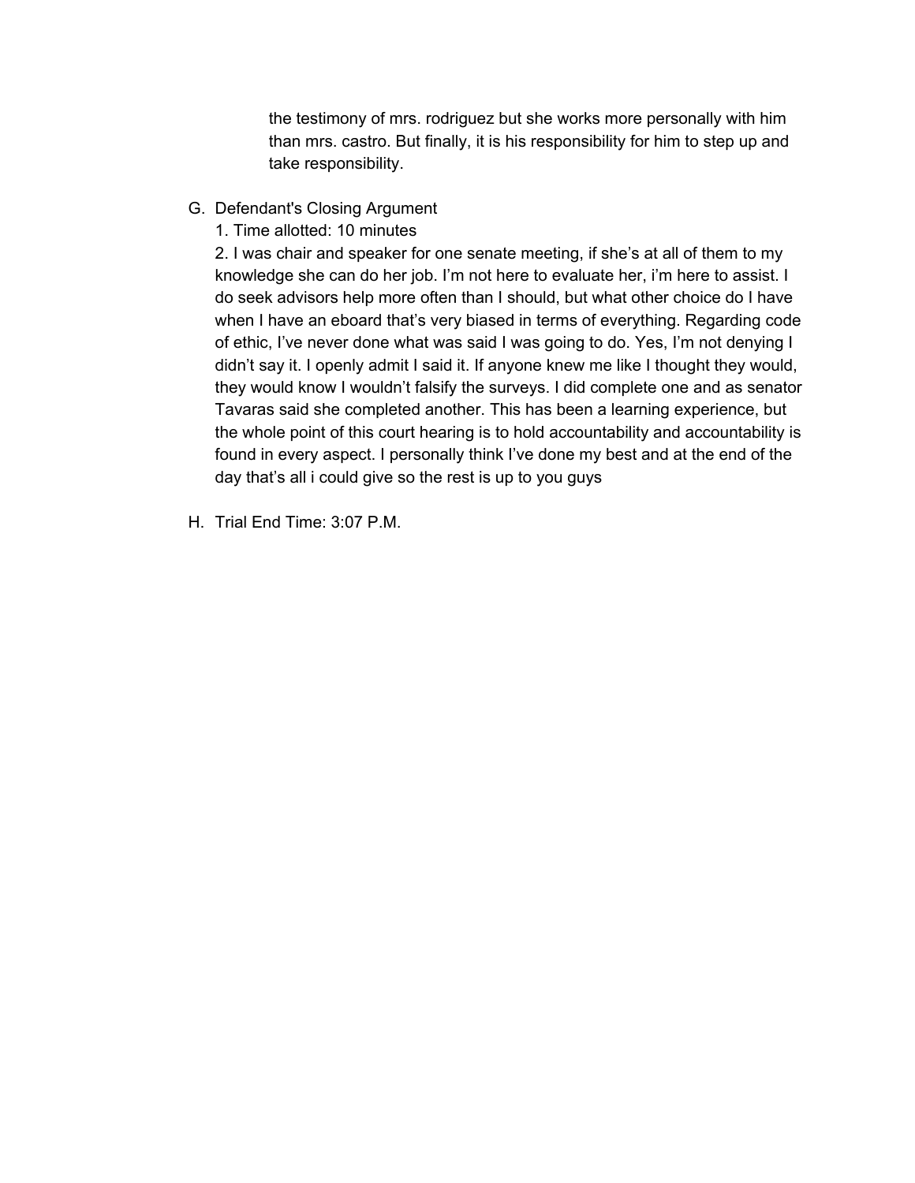the testimony of mrs. rodriguez but she works more personally with him than mrs. castro. But finally, it is his responsibility for him to step up and take responsibility.

G. Defendant's Closing Argument
   1. Time allotted: 10 minutes
   2. I was chair and speaker for one senate meeting, if she's at all of them to my knowledge she can do her job. I'm not here to evaluate her, i'm here to assist. I do seek advisors help more often than I should, but what other choice do I have when I have an eboard that's very biased in terms of everything. Regarding code of ethic, I've never done what was said I was going to do. Yes, I'm not denying I didn't say it. I openly admit I said it. If anyone knew me like I thought they would, they would know I wouldn't falsify the surveys. I did complete one and as senator Tavaras said she completed another. This has been a learning experience, but the whole point of this court hearing is to hold accountability and accountability is found in every aspect. I personally think I've done my best and at the end of the day that's all i could give so the rest is up to you guys

H. Trial End Time: 3:07 P.M.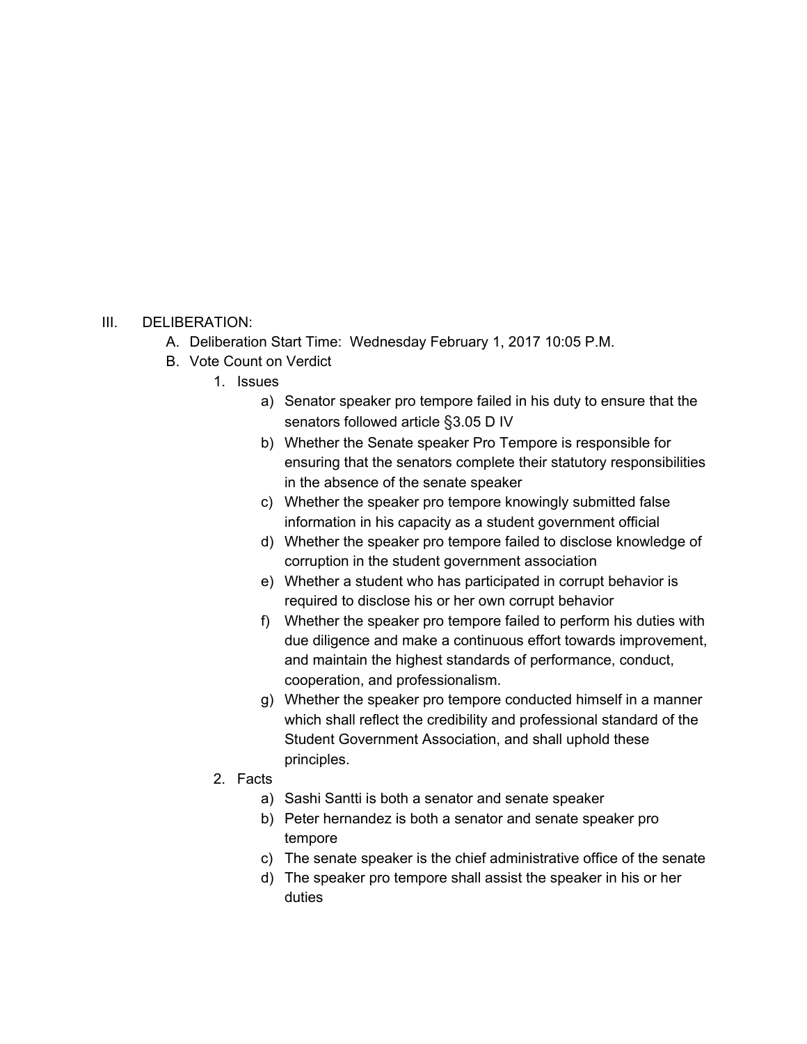III. DELIBERATION:

A. Deliberation Start Time: Wednesday February 1, 2017 10:05 P.M.

B. Vote Count on Verdict

1. Issues
    a) Senator speaker pro tempore failed in his duty to ensure that the senators followed article §3.05 D IV
    b) Whether the Senate speaker Pro Tempore is responsible for ensuring that the senators complete their statutory responsibilities in the absence of the senate speaker
    c) Whether the speaker pro tempore knowingly submitted false information in his capacity as a student government official
    d) Whether the speaker pro tempore failed to disclose knowledge of corruption in the student government association
    e) Whether a student who has participated in corrupt behavior is required to disclose his or her own corrupt behavior
    f) Whether the speaker pro tempore failed to perform his duties with due diligence and make a continuous effort towards improvement, and maintain the highest standards of performance, conduct, cooperation, and professionalism.
    g) Whether the speaker pro tempore conducted himself in a manner which shall reflect the credibility and professional standard of the Student Government Association, and shall uphold these principles.

2. Facts
    a) Sashi Santti is both a senator and senate speaker
    b) Peter hernandez is both a senator and senate speaker pro tempore
    c) The senate speaker is the chief administrative office of the senate
    d) The speaker pro tempore shall assist the speaker in his or her duties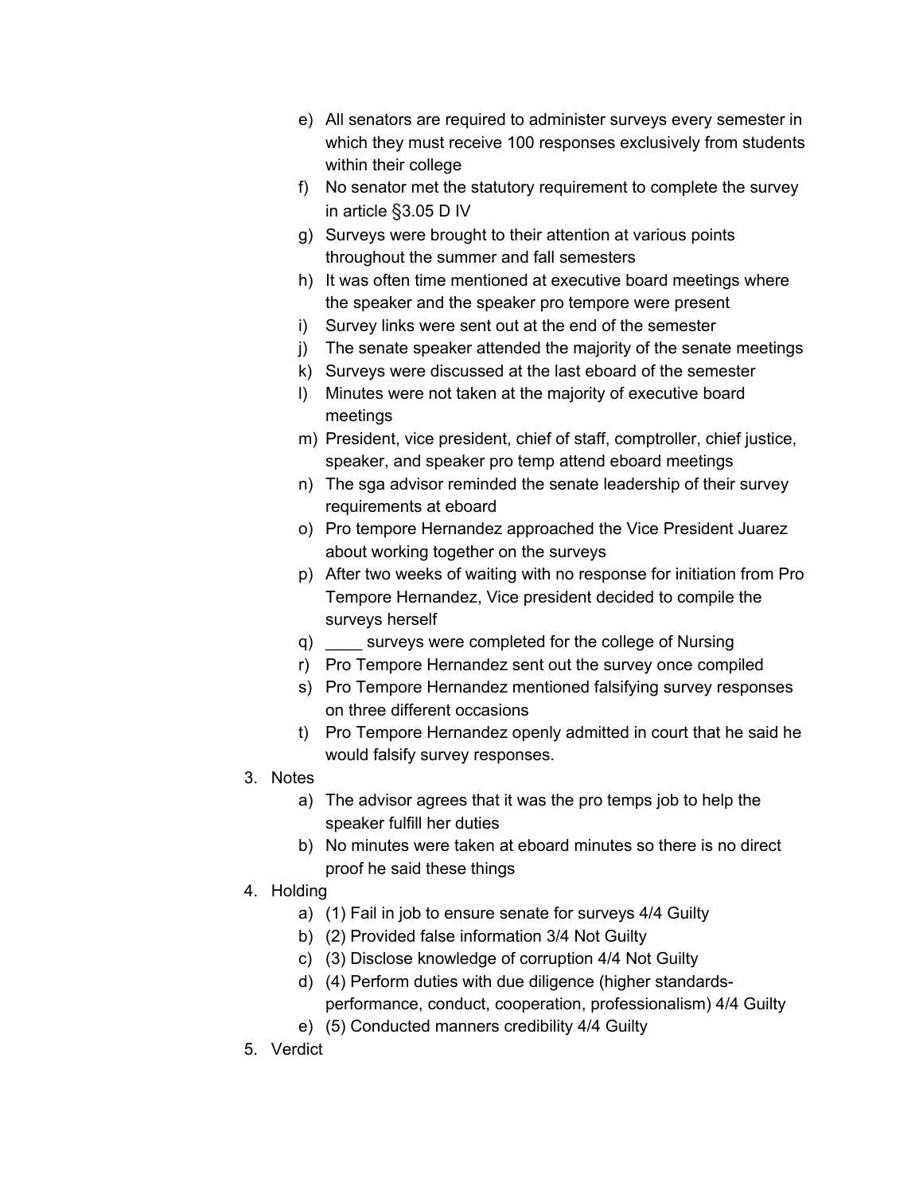e) All senators are required to administer surveys every semester in which they must receive 100 responses exclusively from students within their college
f) No senator met the statutory requirement to complete the survey in article §3.05 D IV
g) Surveys were brought to their attention at various points throughout the summer and fall semesters
h) It was often time mentioned at executive board meetings where the speaker and the speaker pro tempore were present
i) Survey links were sent out at the end of the semester
j) The senate speaker attended the majority of the senate meetings
k) Surveys were discussed at the last eboard of the semester
l) Minutes were not taken at the majority of executive board meetings
m) President, vice president, chief of staff, comptroller, chief justice, speaker, and speaker pro temp attend eboard meetings
n) The sga advisor reminded the senate leadership of their survey requirements at eboard
o) Pro tempore Hernandez approached the Vice President Juarez about working together on the surveys
p) After two weeks of waiting with no response for initiation from Pro Tempore Hernandez, Vice president decided to compile the surveys herself
q) ____ surveys were completed for the college of Nursing
r) Pro Tempore Hernandez sent out the survey once compiled
s) Pro Tempore Hernandez mentioned falsifying survey responses on three different occasions
t) Pro Tempore Hernandez openly admitted in court that he said he would falsify survey responses.

3. Notes
   a) The advisor agrees that it was the pro temps job to help the speaker fulfill her duties
   b) No minutes were taken at eboard minutes so there is no direct proof he said these things
4. Holding
   a) (1) Fail in job to ensure senate for surveys 4/4 Guilty
   b) (2) Provided false information 3/4 Not Guilty
   c) (3) Disclose knowledge of corruption 4/4 Not Guilty
   d) (4) Perform duties with due diligence (higher standards- performance, conduct, cooperation, professionalism) 4/4 Guilty
   e) (5) Conducted manners credibility 4/4 Guilty
5. Verdict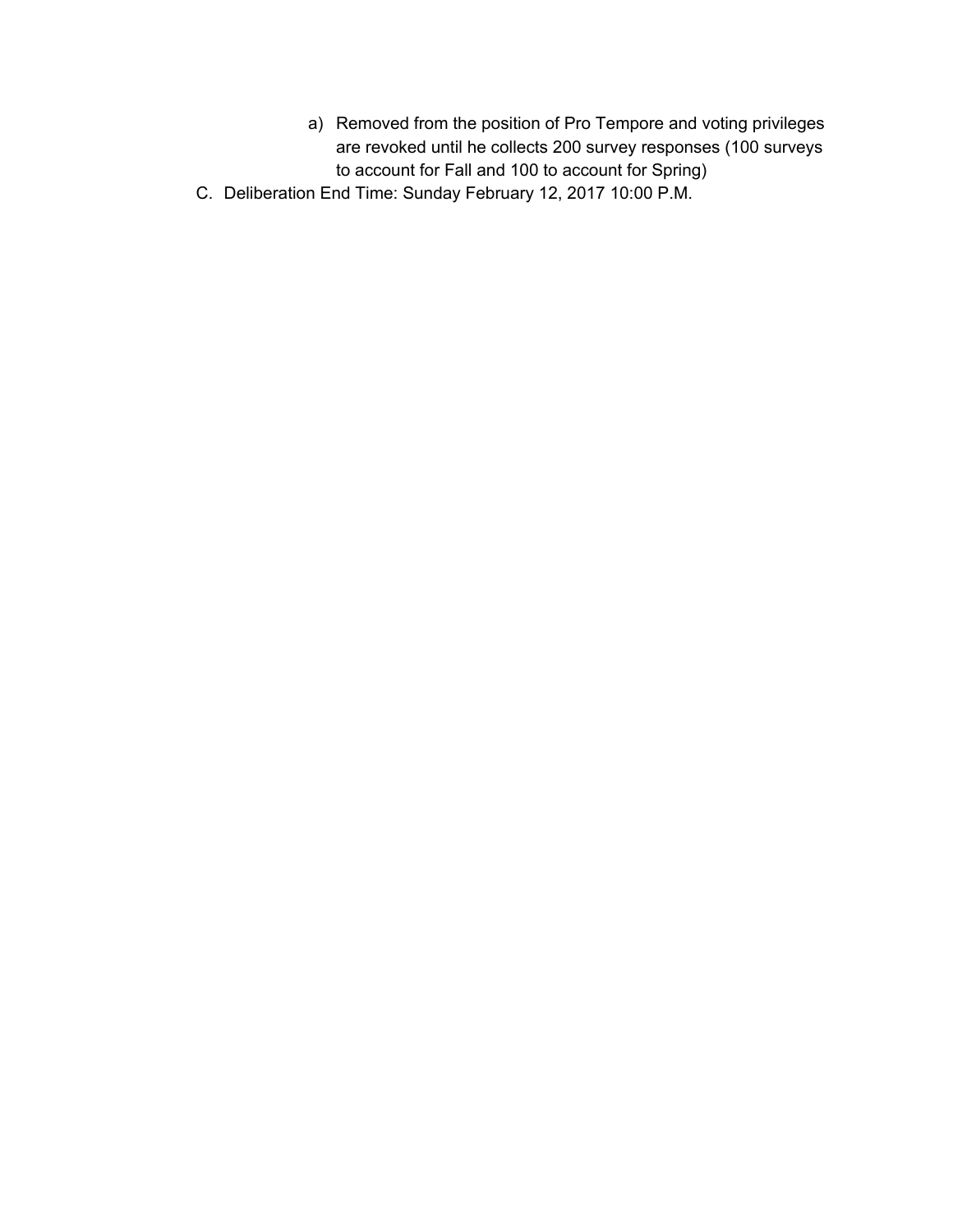a) Removed from the position of Pro Tempore and voting privileges are revoked until he collects 200 survey responses (100 surveys to account for Fall and 100 to account for Spring)

C. Deliberation End Time: Sunday February 12, 2017 10:00 P.M.